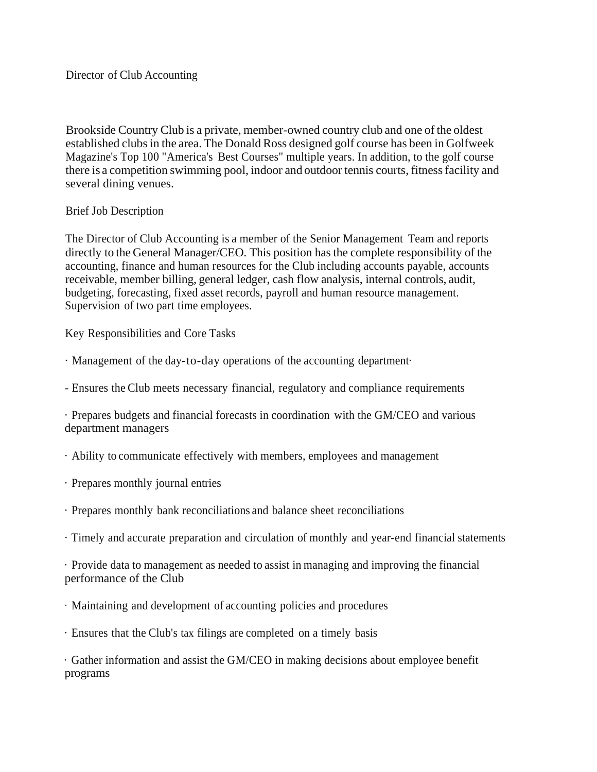# Director of Club Accounting

Brookside Country Club is a private, member-owned country club and one of the oldest established clubs in the area. The Donald Ross designed golf course has been in Golfweek Magazine's Top 100 "America's Best Courses" multiple years. In addition, to the golf course there is a competition swimming pool, indoor and outdoor tennis courts, fitness facility and several dining venues.

## Brief Job Description

The Director of Club Accounting is a member of the Senior Management Team and reports directly to the General Manager/CEO. This position has the complete responsibility of the accounting, finance and human resources for the Club including accounts payable, accounts receivable, member billing, general ledger, cash flow analysis, internal controls, audit, budgeting, forecasting, fixed asset records, payroll and human resource management. Supervision of two part time employees.

## Key Responsibilities and Core Tasks

- Management of the day-to-day operations of the accounting department·
- Ensures the Club meets necessary financial, regulatory and compliance requirements
- Prepares budgets and financial forecasts in coordination with the GM/CEO and various department managers
- Ability to communicate effectively with members, employees and management
- Prepares monthly journal entries
- Prepares monthly bank reconciliations and balance sheet reconciliations
- Timely and accurate preparation and circulation of monthly and year-end financial statements
- Provide data to management as needed to assist in managing and improving the financial performance of the Club
- Maintaining and development of accounting policies and procedures
- Ensures that the Club's tax filings are completed on a timely basis
- Gather information and assist the GM/CEO in making decisions about employee benefit programs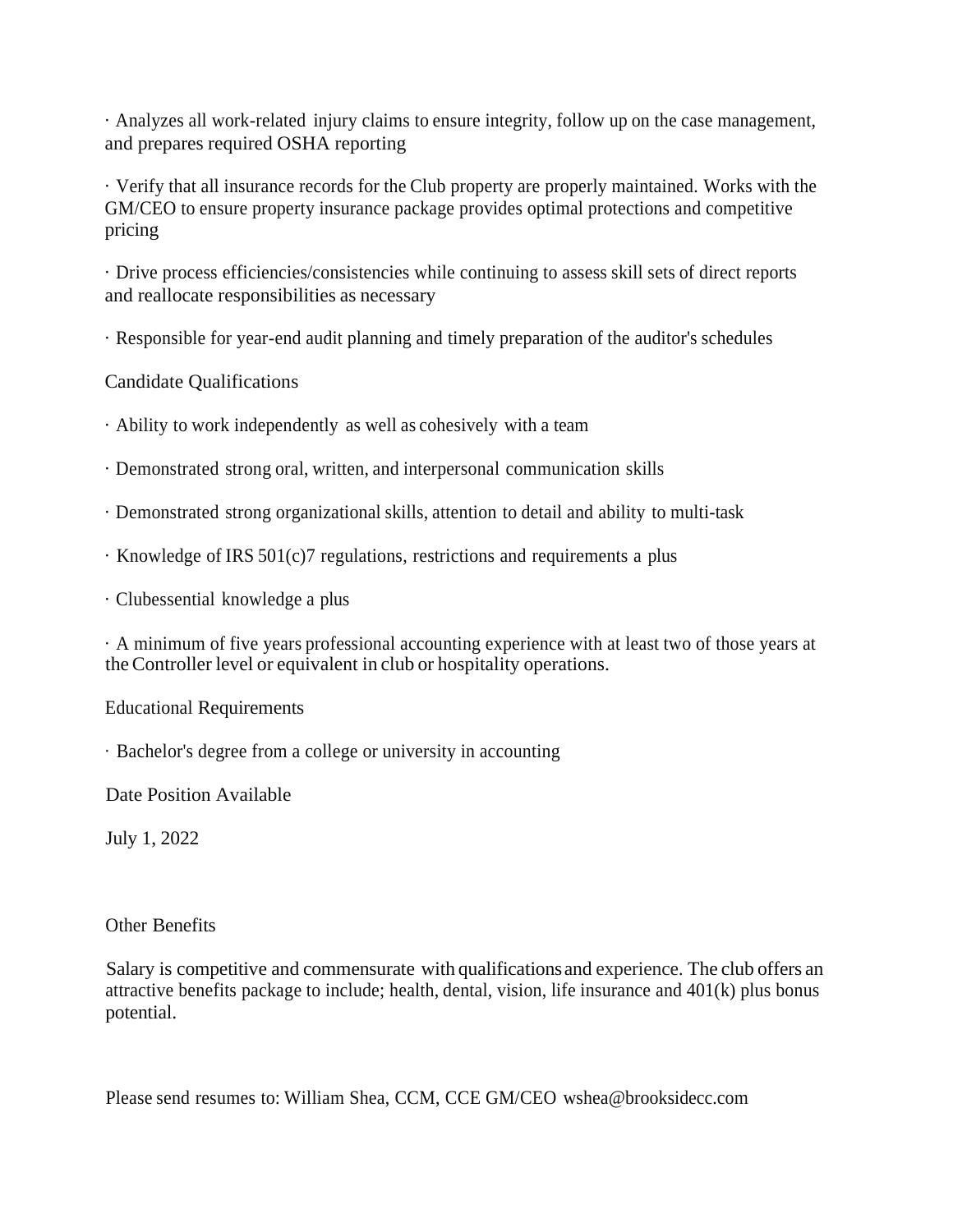· Analyzes all work-related injury claims to ensure integrity, follow up on the case management, and prepares required OSHA reporting

· Verify that all insurance records for the Club property are properly maintained. Works with the GM/CEO to ensure property insurance package provides optimal protections and competitive pricing

· Drive process efficiencies/consistencies while continuing to assess skill sets of direct reports and reallocate responsibilities as necessary

· Responsible for year-end audit planning and timely preparation of the auditor's schedules

Candidate Qualifications

· Ability to work independently as well as cohesively with a team

· Demonstrated strong oral, written, and interpersonal communication skills

· Demonstrated strong organizational skills, attention to detail and ability to multi-task

· Knowledge of IRS 501(c)7 regulations, restrictions and requirements a plus

· Clubessential knowledge a plus

· A minimum of five years professional accounting experience with at least two of those years at the Controller level or equivalent in club or hospitality operations.

Educational Requirements

· Bachelor's degree from a college or university in accounting

Date Position Available

July 1, 2022

Other Benefits

Salary is competitive and commensurate with qualifications and experience. The club offers an attractive benefits package to include; health, dental, vision, life insurance and 401(k) plus bonus potential.

Please send resumes to: William Shea, CCM, CCE GM/CEO wshea@brooksidecc.com